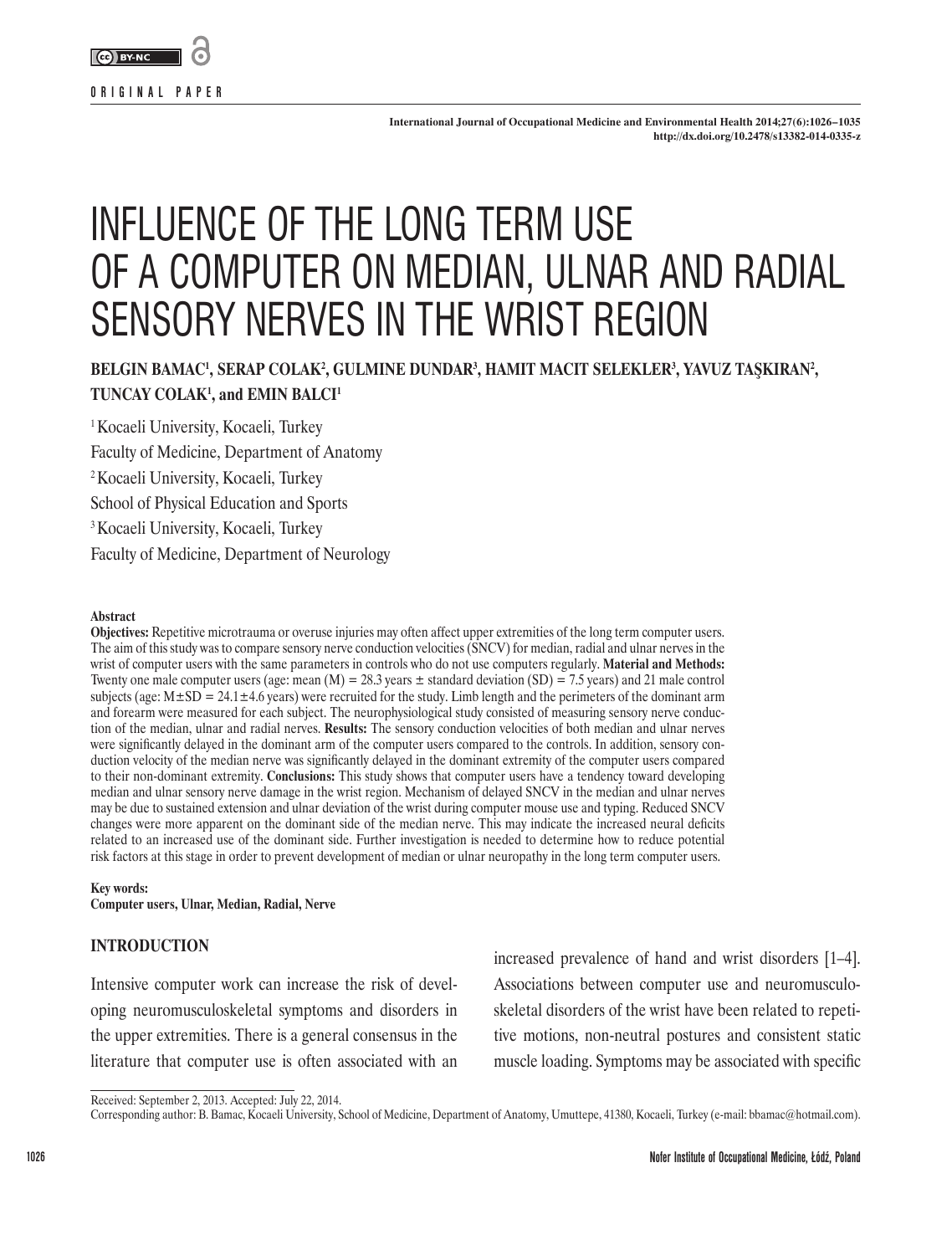ORIGINAL PAPER

# INFLUENCE OF THE LONG TERM USE OF A COMPUTER ON MEDIAN, ULNAR AND RADIAL SENSORY NERVES IN THE WRIST REGION

**BELGIN BAMAC[1], SERAP COLAK[2], GULMINE DUNDAR[3], HAMIT MACIT SELEKLER[3], YAVUZ TAŞKIRAN[2], TUNCAY COLAK[1], and EMIN BALCI[1]**

[1] Kocaeli University, Kocaeli, Turkey
Faculty of Medicine, Department of Anatomy
[2] Kocaeli University, Kocaeli, Turkey
School of Physical Education and Sports
[3] Kocaeli University, Kocaeli, Turkey
Faculty of Medicine, Department of Neurology

**Abstract**

**Objectives:** Repetitive microtrauma or overuse injuries may often affect upper extremities of the long term computer users. The aim of this study was to compare sensory nerve conduction velocities (SNCV) for median, radial and ulnar nerves in the wrist of computer users with the same parameters in controls who do not use computers regularly. **Material and Methods:** Twenty one male computer users (age: mean (M) = 28.3 years ± standard deviation (SD) = 7.5 years) and 21 male control subjects (age: M±SD = 24.1±4.6 years) were recruited for the study. Limb length and the perimeters of the dominant arm and forearm were measured for each subject. The neurophysiological study consisted of measuring sensory nerve conduction of the median, ulnar and radial nerves. **Results:** The sensory conduction velocities of both median and ulnar nerves were significantly delayed in the dominant arm of the computer users compared to the controls. In addition, sensory conduction velocity of the median nerve was significantly delayed in the dominant extremity of the computer users compared to their non-dominant extremity. **Conclusions:** This study shows that computer users have a tendency toward developing median and ulnar sensory nerve damage in the wrist region. Mechanism of delayed SNCV in the median and ulnar nerves may be due to sustained extension and ulnar deviation of the wrist during computer mouse use and typing. Reduced SNCV changes were more apparent on the dominant side of the median nerve. This may indicate the increased neural deficits related to an increased use of the dominant side. Further investigation is needed to determine how to reduce potential risk factors at this stage in order to prevent development of median or ulnar neuropathy in the long term computer users.

**Key words:**
**Computer users, Ulnar, Median, Radial, Nerve**

## INTRODUCTION

Intensive computer work can increase the risk of developing neuromusculoskeletal symptoms and disorders in the upper extremities. There is a general consensus in the literature that computer use is often associated with an increased prevalence of hand and wrist disorders [1–4]. Associations between computer use and neuromusculoskeletal disorders of the wrist have been related to repetitive motions, non-neutral postures and consistent static muscle loading. Symptoms may be associated with specific

Received: September 2, 2013. Accepted: July 22, 2014.
Corresponding author: B. Bamac, Kocaeli University, School of Medicine, Department of Anatomy, Umuttepe, 41380, Kocaeli, Turkey (e-mail: bbamac@hotmail.com).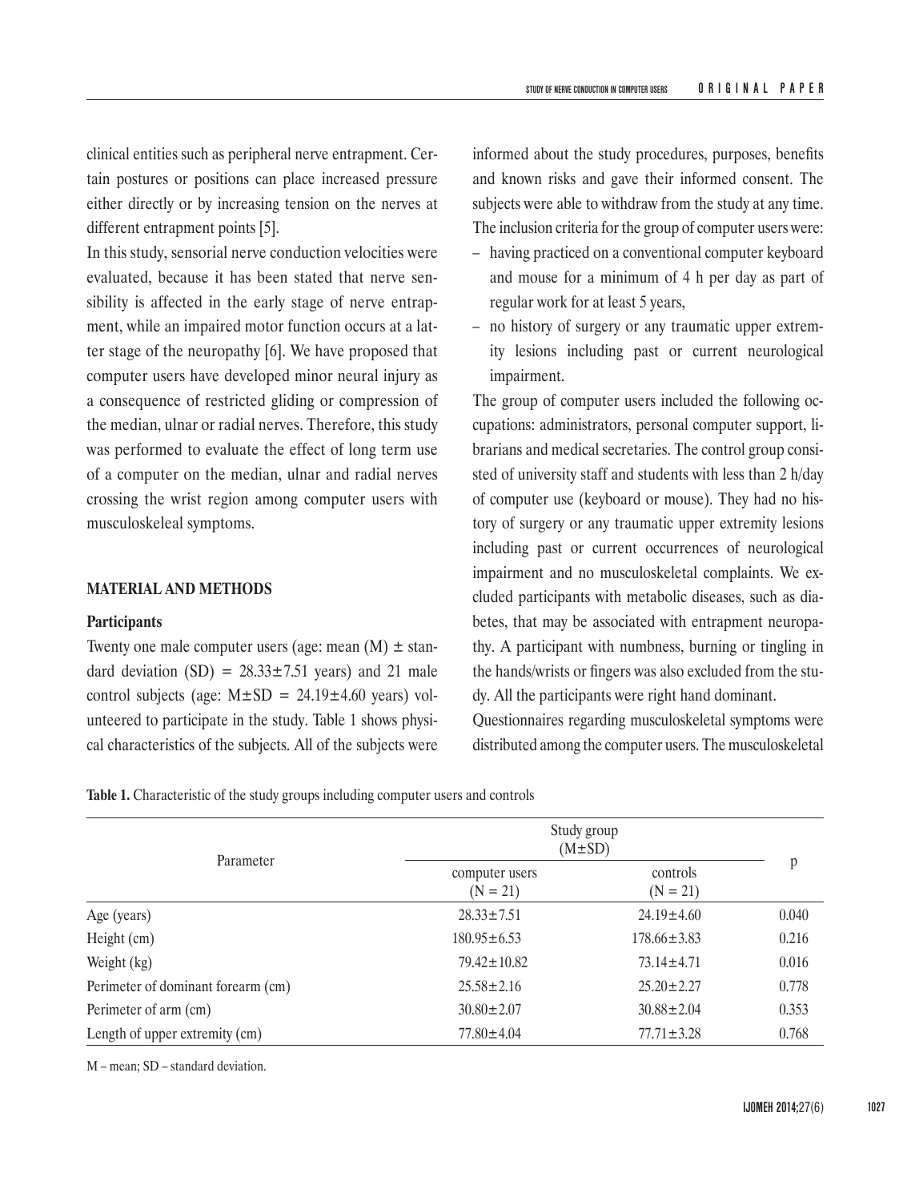clinical entities such as peripheral nerve entrapment. Certain postures or positions can place increased pressure either directly or by increasing tension on the nerves at different entrapment points [5].

In this study, sensorial nerve conduction velocities were evaluated, because it has been stated that nerve sensibility is affected in the early stage of nerve entrapment, while an impaired motor function occurs at a latter stage of the neuropathy [6]. We have proposed that computer users have developed minor neural injury as a consequence of restricted gliding or compression of the median, ulnar or radial nerves. Therefore, this study was performed to evaluate the effect of long term use of a computer on the median, ulnar and radial nerves crossing the wrist region among computer users with musculoskeleal symptoms.

## MATERIAL AND METHODS

### Participants

Twenty one male computer users (age: mean (M) ± standard deviation (SD) = 28.33±7.51 years) and 21 male control subjects (age: M±SD = 24.19±4.60 years) volunteered to participate in the study. Table 1 shows physical characteristics of the subjects. All of the subjects were informed about the study procedures, purposes, benefits and known risks and gave their informed consent. The subjects were able to withdraw from the study at any time. The inclusion criteria for the group of computer users were:

– having practiced on a conventional computer keyboard and mouse for a minimum of 4 h per day as part of regular work for at least 5 years,
– no history of surgery or any traumatic upper extremity lesions including past or current neurological impairment.

The group of computer users included the following occupations: administrators, personal computer support, librarians and medical secretaries. The control group consisted of university staff and students with less than 2 h/day of computer use (keyboard or mouse). They had no history of surgery or any traumatic upper extremity lesions including past or current occurrences of neurological impairment and no musculoskeletal complaints. We excluded participants with metabolic diseases, such as diabetes, that may be associated with entrapment neuropathy. A participant with numbness, burning or tingling in the hands/wrists or fingers was also excluded from the study. All the participants were right hand dominant.

Questionnaires regarding musculoskeletal symptoms were distributed among the computer users. The musculoskeletal

**Table 1.** Characteristic of the study groups including computer users and controls

| Parameter | Study group (M±SD) | | p |
|---|---|---|---|
| | computer users (N = 21) | controls (N = 21) | |
| Age (years) | 28.33±7.51 | 24.19±4.60 | 0.040 |
| Height (cm) | 180.95±6.53 | 178.66±3.83 | 0.216 |
| Weight (kg) | 79.42±10.82 | 73.14±4.71 | 0.016 |
| Perimeter of dominant forearm (cm) | 25.58±2.16 | 25.20±2.27 | 0.778 |
| Perimeter of arm (cm) | 30.80±2.07 | 30.88±2.04 | 0.353 |
| Length of upper extremity (cm) | 77.80±4.04 | 77.71±3.28 | 0.768 |

M – mean; SD – standard deviation.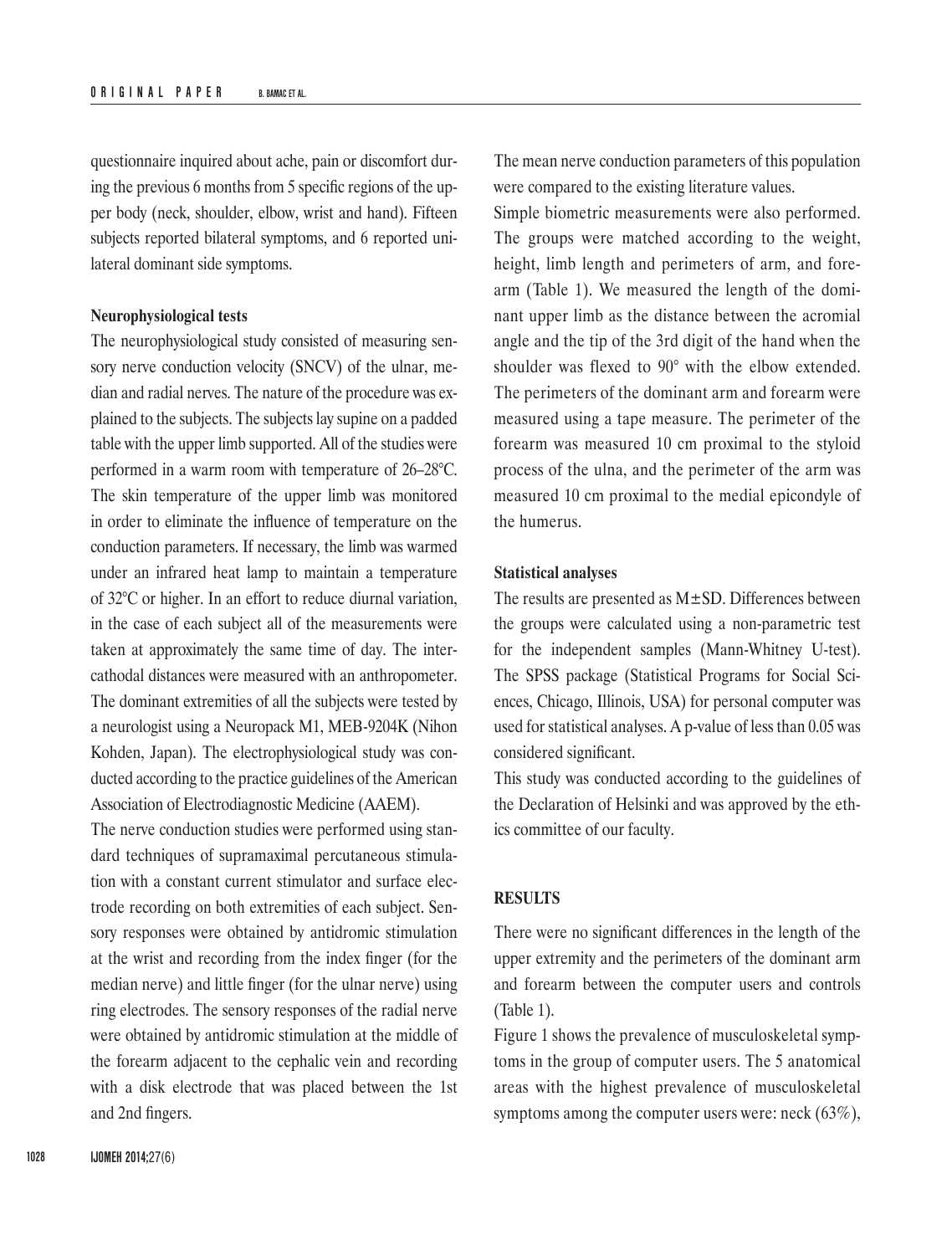questionnaire inquired about ache, pain or discomfort during the previous 6 months from 5 specific regions of the upper body (neck, shoulder, elbow, wrist and hand). Fifteen subjects reported bilateral symptoms, and 6 reported unilateral dominant side symptoms.

**Neurophysiological tests**

The neurophysiological study consisted of measuring sensory nerve conduction velocity (SNCV) of the ulnar, median and radial nerves. The nature of the procedure was explained to the subjects. The subjects lay supine on a padded table with the upper limb supported. All of the studies were performed in a warm room with temperature of 26–28°C. The skin temperature of the upper limb was monitored in order to eliminate the influence of temperature on the conduction parameters. If necessary, the limb was warmed under an infrared heat lamp to maintain a temperature of 32°C or higher. In an effort to reduce diurnal variation, in the case of each subject all of the measurements were taken at approximately the same time of day. The intercathodal distances were measured with an anthropometer. The dominant extremities of all the subjects were tested by a neurologist using a Neuropack M1, MEB-9204K (Nihon Kohden, Japan). The electrophysiological study was conducted according to the practice guidelines of the American Association of Electrodiagnostic Medicine (AAEM).

The nerve conduction studies were performed using standard techniques of supramaximal percutaneous stimulation with a constant current stimulator and surface electrode recording on both extremities of each subject. Sensory responses were obtained by antidromic stimulation at the wrist and recording from the index finger (for the median nerve) and little finger (for the ulnar nerve) using ring electrodes. The sensory responses of the radial nerve were obtained by antidromic stimulation at the middle of the forearm adjacent to the cephalic vein and recording with a disk electrode that was placed between the 1st and 2nd fingers.

The mean nerve conduction parameters of this population were compared to the existing literature values.

Simple biometric measurements were also performed. The groups were matched according to the weight, height, limb length and perimeters of arm, and forearm (Table 1). We measured the length of the dominant upper limb as the distance between the acromial angle and the tip of the 3rd digit of the hand when the shoulder was flexed to 90° with the elbow extended. The perimeters of the dominant arm and forearm were measured using a tape measure. The perimeter of the forearm was measured 10 cm proximal to the styloid process of the ulna, and the perimeter of the arm was measured 10 cm proximal to the medial epicondyle of the humerus.

**Statistical analyses**

The results are presented as M±SD. Differences between the groups were calculated using a non-parametric test for the independent samples (Mann-Whitney U-test). The SPSS package (Statistical Programs for Social Sciences, Chicago, Illinois, USA) for personal computer was used for statistical analyses. A p-value of less than 0.05 was considered significant.

This study was conducted according to the guidelines of the Declaration of Helsinki and was approved by the ethics committee of our faculty.

## RESULTS

There were no significant differences in the length of the upper extremity and the perimeters of the dominant arm and forearm between the computer users and controls (Table 1).

Figure 1 shows the prevalence of musculoskeletal symptoms in the group of computer users. The 5 anatomical areas with the highest prevalence of musculoskeletal symptoms among the computer users were: neck (63%),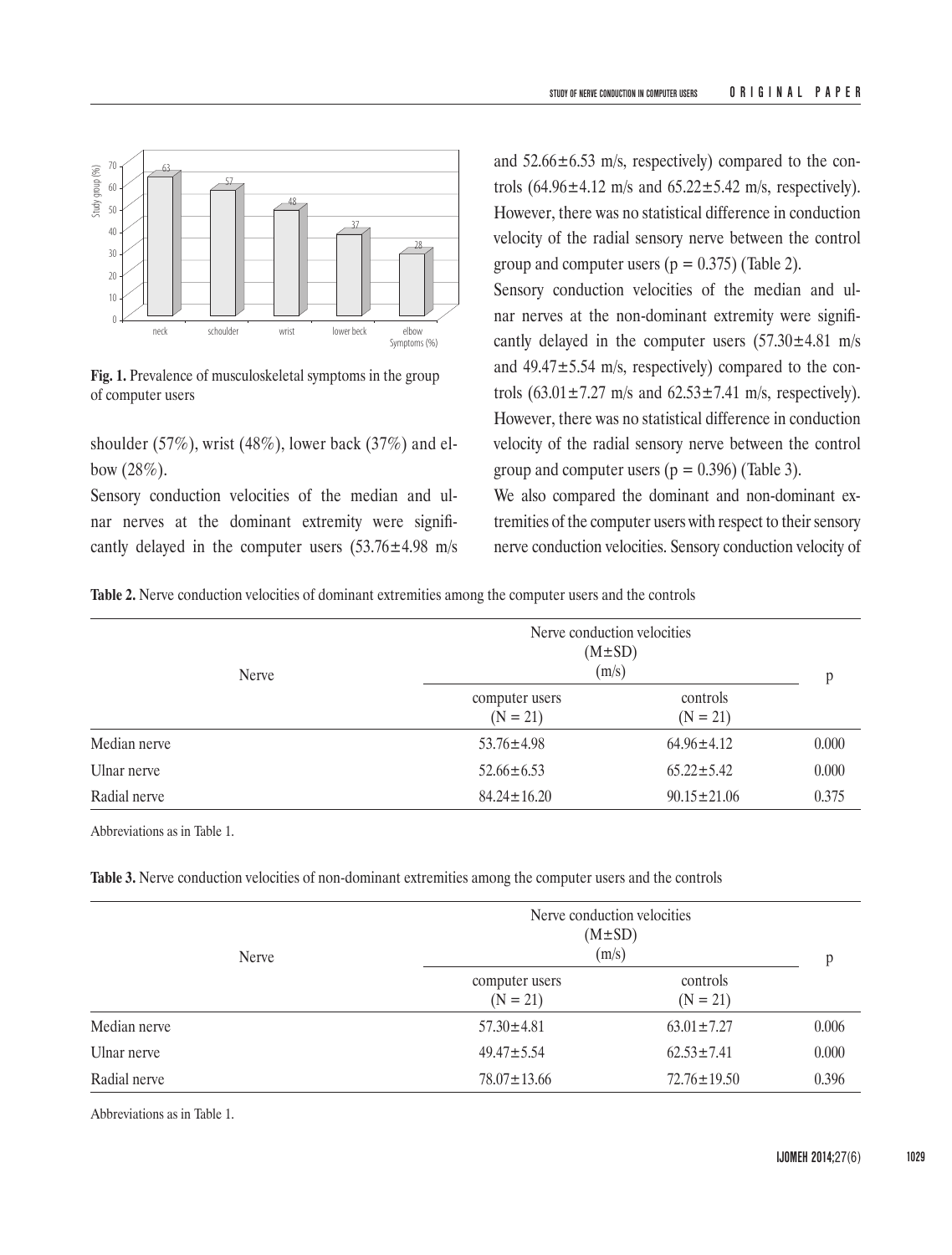**Fig. 1.** Prevalence of musculoskeletal symptoms in the group of computer users

shoulder (57%), wrist (48%), lower back (37%) and elbow (28%).

Sensory conduction velocities of the median and ulnar nerves at the dominant extremity were significantly delayed in the computer users (53.76±4.98 m/s and 52.66±6.53 m/s, respectively) compared to the controls (64.96±4.12 m/s and 65.22±5.42 m/s, respectively). However, there was no statistical difference in conduction velocity of the radial sensory nerve between the control group and computer users (p = 0.375) (Table 2).

Sensory conduction velocities of the median and ulnar nerves at the non-dominant extremity were significantly delayed in the computer users (57.30±4.81 m/s and 49.47±5.54 m/s, respectively) compared to the controls (63.01±7.27 m/s and 62.53±7.41 m/s, respectively). However, there was no statistical difference in conduction velocity of the radial sensory nerve between the control group and computer users (p = 0.396) (Table 3).

We also compared the dominant and non-dominant extremities of the computer users with respect to their sensory nerve conduction velocities. Sensory conduction velocity of

**Table 2.** Nerve conduction velocities of dominant extremities among the computer users and the controls

| Nerve | Nerve conduction velocities (M±SD) (m/s) | | p |
|---|---|---|---|
| | computer users (N = 21) | controls (N = 21) | |
| Median nerve | 53.76±4.98 | 64.96±4.12 | 0.000 |
| Ulnar nerve | 52.66±6.53 | 65.22±5.42 | 0.000 |
| Radial nerve | 84.24±16.20 | 90.15±21.06 | 0.375 |

Abbreviations as in Table 1.

**Table 3.** Nerve conduction velocities of non-dominant extremities among the computer users and the controls

| Nerve | Nerve conduction velocities (M±SD) (m/s) | | p |
|---|---|---|---|
| | computer users (N = 21) | controls (N = 21) | |
| Median nerve | 57.30±4.81 | 63.01±7.27 | 0.006 |
| Ulnar nerve | 49.47±5.54 | 62.53±7.41 | 0.000 |
| Radial nerve | 78.07±13.66 | 72.76±19.50 | 0.396 |

Abbreviations as in Table 1.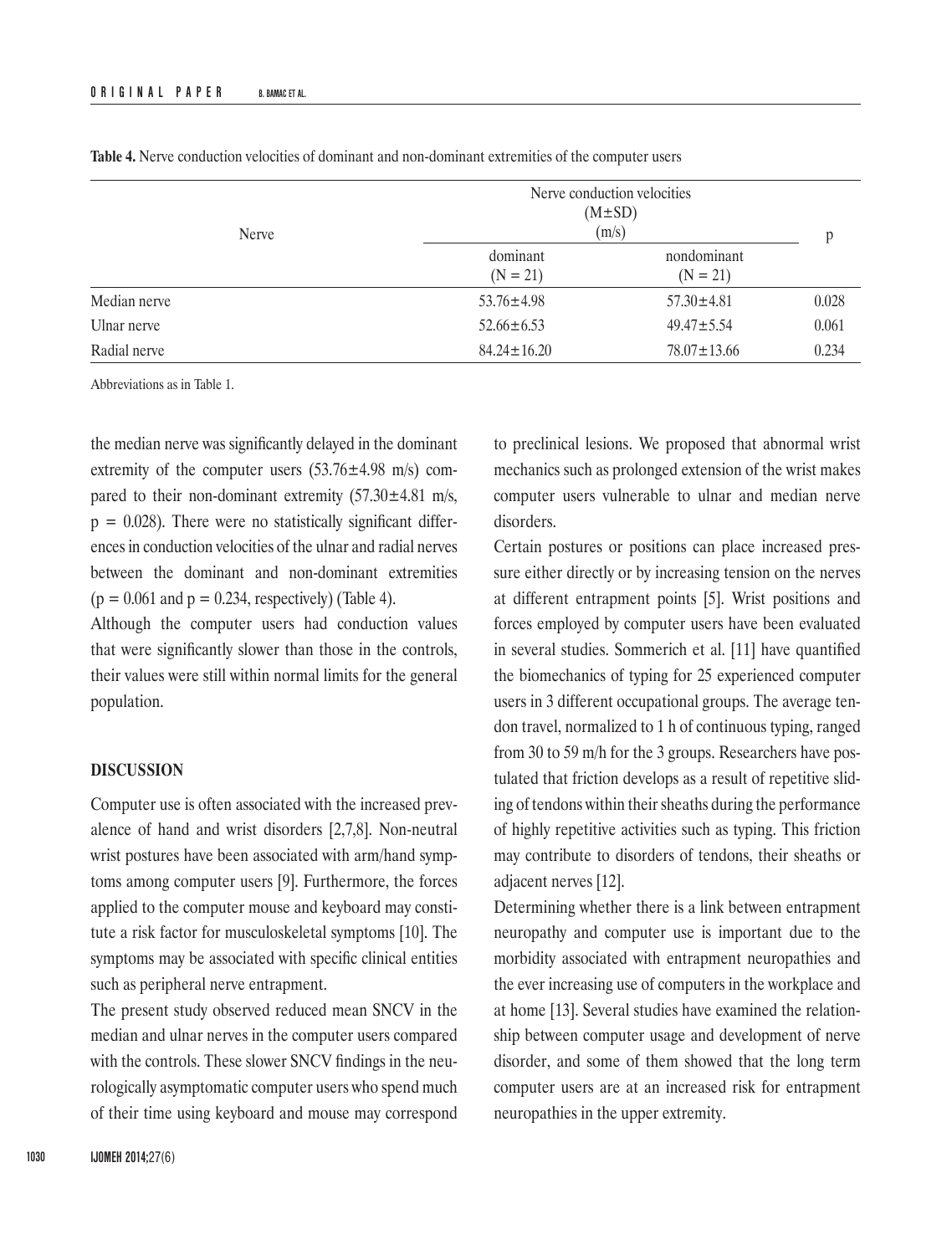**Table 4.** Nerve conduction velocities of dominant and non-dominant extremities of the computer users

| Nerve | Nerve conduction velocities (M±SD) (m/s) | | p |
|---|---|---|---|
| | dominant (N = 21) | nondominant (N = 21) | |
| Median nerve | 53.76±4.98 | 57.30±4.81 | 0.028 |
| Ulnar nerve | 52.66±6.53 | 49.47±5.54 | 0.061 |
| Radial nerve | 84.24±16.20 | 78.07±13.66 | 0.234 |

Abbreviations as in Table 1.

the median nerve was significantly delayed in the dominant extremity of the computer users (53.76±4.98 m/s) compared to their non-dominant extremity (57.30±4.81 m/s, $p = 0.028$). There were no statistically significant differences in conduction velocities of the ulnar and radial nerves between the dominant and non-dominant extremities ($p = 0.061$ and $p = 0.234$, respectively) (Table 4).

Although the computer users had conduction values that were significantly slower than those in the controls, their values were still within normal limits for the general population.

## DISCUSSION

Computer use is often associated with the increased prevalence of hand and wrist disorders [2,7,8]. Non-neutral wrist postures have been associated with arm/hand symptoms among computer users [9]. Furthermore, the forces applied to the computer mouse and keyboard may constitute a risk factor for musculoskeletal symptoms [10]. The symptoms may be associated with specific clinical entities such as peripheral nerve entrapment.

The present study observed reduced mean SNCV in the median and ulnar nerves in the computer users compared with the controls. These slower SNCV findings in the neurologically asymptomatic computer users who spend much of their time using keyboard and mouse may correspond to preclinical lesions. We proposed that abnormal wrist mechanics such as prolonged extension of the wrist makes computer users vulnerable to ulnar and median nerve disorders.

Certain postures or positions can place increased pressure either directly or by increasing tension on the nerves at different entrapment points [5]. Wrist positions and forces employed by computer users have been evaluated in several studies. Sommerich et al. [11] have quantified the biomechanics of typing for 25 experienced computer users in 3 different occupational groups. The average tendon travel, normalized to 1 h of continuous typing, ranged from 30 to 59 m/h for the 3 groups. Researchers have postulated that friction develops as a result of repetitive sliding of tendons within their sheaths during the performance of highly repetitive activities such as typing. This friction may contribute to disorders of tendons, their sheaths or adjacent nerves [12].

Determining whether there is a link between entrapment neuropathy and computer use is important due to the morbidity associated with entrapment neuropathies and the ever increasing use of computers in the workplace and at home [13]. Several studies have examined the relationship between computer usage and development of nerve disorder, and some of them showed that the long term computer users are at an increased risk for entrapment neuropathies in the upper extremity.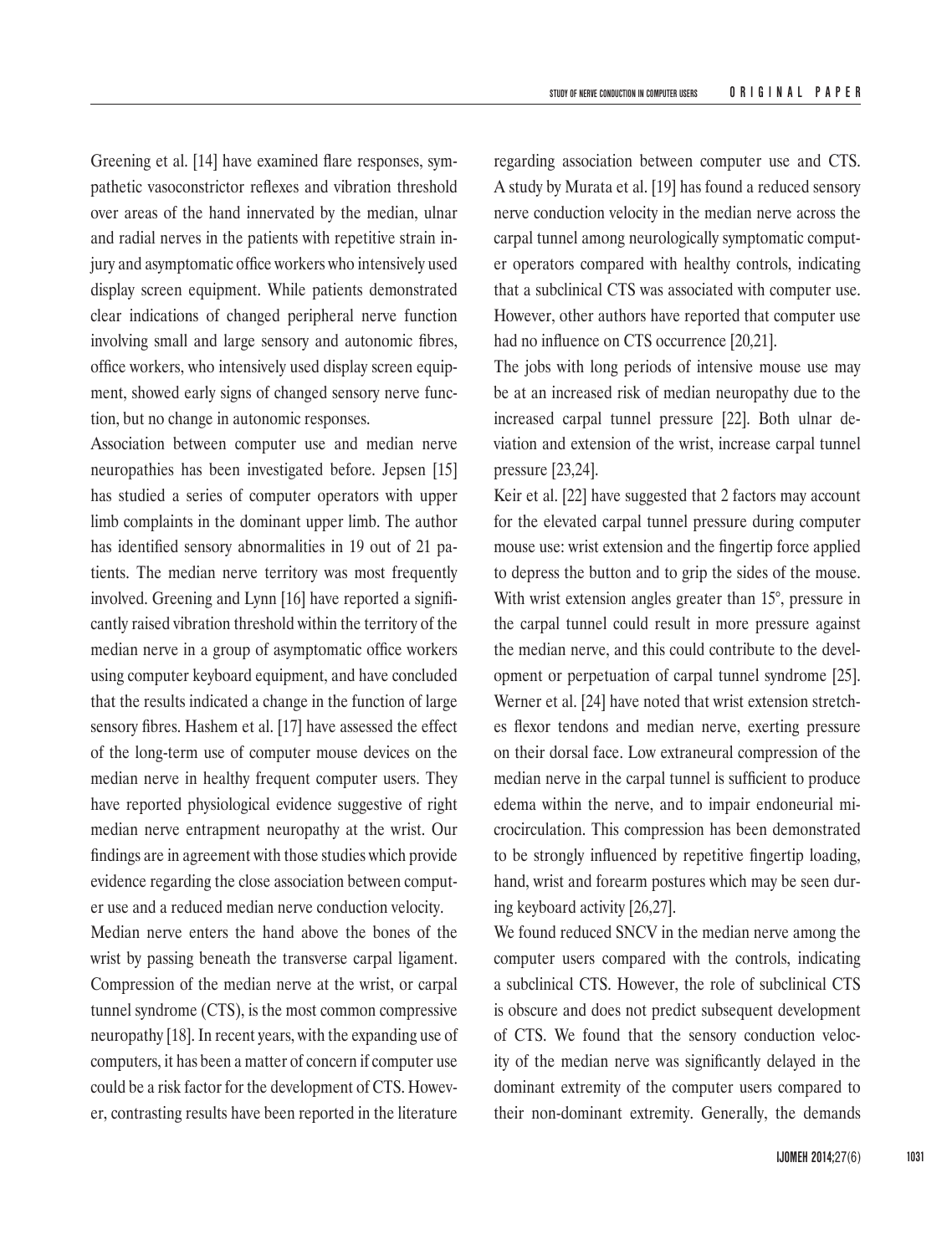Greening et al. [14] have examined flare responses, sympathetic vasoconstrictor reflexes and vibration threshold over areas of the hand innervated by the median, ulnar and radial nerves in the patients with repetitive strain injury and asymptomatic office workers who intensively used display screen equipment. While patients demonstrated clear indications of changed peripheral nerve function involving small and large sensory and autonomic fibres, office workers, who intensively used display screen equipment, showed early signs of changed sensory nerve function, but no change in autonomic responses.

Association between computer use and median nerve neuropathies has been investigated before. Jepsen [15] has studied a series of computer operators with upper limb complaints in the dominant upper limb. The author has identified sensory abnormalities in 19 out of 21 patients. The median nerve territory was most frequently involved. Greening and Lynn [16] have reported a significantly raised vibration threshold within the territory of the median nerve in a group of asymptomatic office workers using computer keyboard equipment, and have concluded that the results indicated a change in the function of large sensory fibres. Hashem et al. [17] have assessed the effect of the long-term use of computer mouse devices on the median nerve in healthy frequent computer users. They have reported physiological evidence suggestive of right median nerve entrapment neuropathy at the wrist. Our findings are in agreement with those studies which provide evidence regarding the close association between computer use and a reduced median nerve conduction velocity.

Median nerve enters the hand above the bones of the wrist by passing beneath the transverse carpal ligament. Compression of the median nerve at the wrist, or carpal tunnel syndrome (CTS), is the most common compressive neuropathy [18]. In recent years, with the expanding use of computers, it has been a matter of concern if computer use could be a risk factor for the development of CTS. However, contrasting results have been reported in the literature regarding association between computer use and CTS. A study by Murata et al. [19] has found a reduced sensory nerve conduction velocity in the median nerve across the carpal tunnel among neurologically symptomatic computer operators compared with healthy controls, indicating that a subclinical CTS was associated with computer use. However, other authors have reported that computer use had no influence on CTS occurrence [20,21].

The jobs with long periods of intensive mouse use may be at an increased risk of median neuropathy due to the increased carpal tunnel pressure [22]. Both ulnar deviation and extension of the wrist, increase carpal tunnel pressure [23,24].

Keir et al. [22] have suggested that 2 factors may account for the elevated carpal tunnel pressure during computer mouse use: wrist extension and the fingertip force applied to depress the button and to grip the sides of the mouse. With wrist extension angles greater than 15°, pressure in the carpal tunnel could result in more pressure against the median nerve, and this could contribute to the development or perpetuation of carpal tunnel syndrome [25]. Werner et al. [24] have noted that wrist extension stretches flexor tendons and median nerve, exerting pressure on their dorsal face. Low extraneural compression of the median nerve in the carpal tunnel is sufficient to produce edema within the nerve, and to impair endoneurial microcirculation. This compression has been demonstrated to be strongly influenced by repetitive fingertip loading, hand, wrist and forearm postures which may be seen during keyboard activity [26,27].

We found reduced SNCV in the median nerve among the computer users compared with the controls, indicating a subclinical CTS. However, the role of subclinical CTS is obscure and does not predict subsequent development of CTS. We found that the sensory conduction velocity of the median nerve was significantly delayed in the dominant extremity of the computer users compared to their non-dominant extremity. Generally, the demands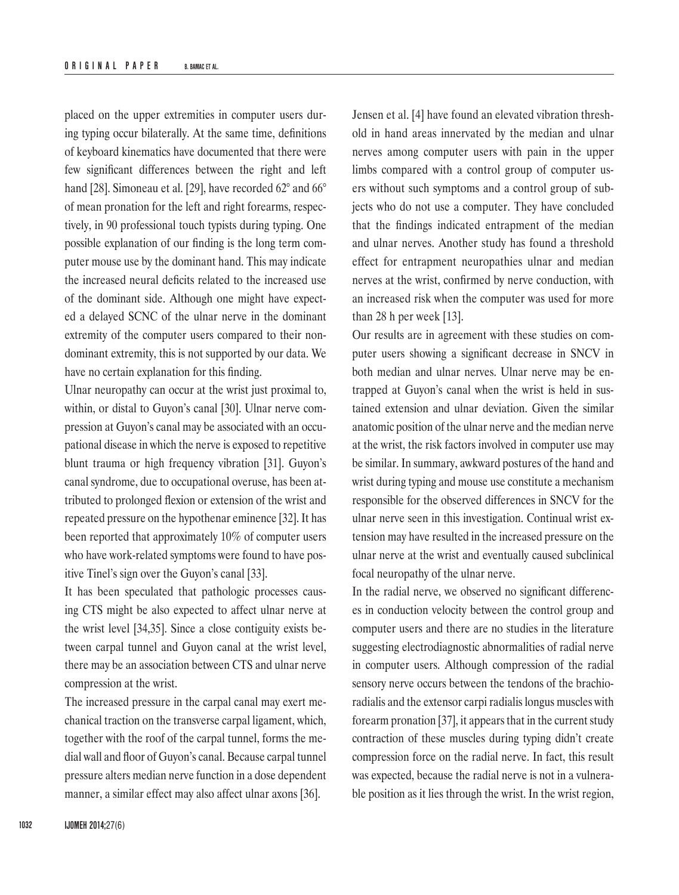placed on the upper extremities in computer users during typing occur bilaterally. At the same time, definitions of keyboard kinematics have documented that there were few significant differences between the right and left hand [28]. Simoneau et al. [29], have recorded 62° and 66° of mean pronation for the left and right forearms, respectively, in 90 professional touch typists during typing. One possible explanation of our finding is the long term computer mouse use by the dominant hand. This may indicate the increased neural deficits related to the increased use of the dominant side. Although one might have expected a delayed SCNC of the ulnar nerve in the dominant extremity of the computer users compared to their non-dominant extremity, this is not supported by our data. We have no certain explanation for this finding.

Ulnar neuropathy can occur at the wrist just proximal to, within, or distal to Guyon's canal [30]. Ulnar nerve compression at Guyon's canal may be associated with an occupational disease in which the nerve is exposed to repetitive blunt trauma or high frequency vibration [31]. Guyon's canal syndrome, due to occupational overuse, has been attributed to prolonged flexion or extension of the wrist and repeated pressure on the hypothenar eminence [32]. It has been reported that approximately 10% of computer users who have work-related symptoms were found to have positive Tinel's sign over the Guyon's canal [33].

It has been speculated that pathologic processes causing CTS might be also expected to affect ulnar nerve at the wrist level [34,35]. Since a close contiguity exists between carpal tunnel and Guyon canal at the wrist level, there may be an association between CTS and ulnar nerve compression at the wrist.

The increased pressure in the carpal canal may exert mechanical traction on the transverse carpal ligament, which, together with the roof of the carpal tunnel, forms the medial wall and floor of Guyon's canal. Because carpal tunnel pressure alters median nerve function in a dose dependent manner, a similar effect may also affect ulnar axons [36].

Jensen et al. [4] have found an elevated vibration threshold in hand areas innervated by the median and ulnar nerves among computer users with pain in the upper limbs compared with a control group of computer users without such symptoms and a control group of subjects who do not use a computer. They have concluded that the findings indicated entrapment of the median and ulnar nerves. Another study has found a threshold effect for entrapment neuropathies ulnar and median nerves at the wrist, confirmed by nerve conduction, with an increased risk when the computer was used for more than 28 h per week [13].

Our results are in agreement with these studies on computer users showing a significant decrease in SNCV in both median and ulnar nerves. Ulnar nerve may be entrapped at Guyon's canal when the wrist is held in sustained extension and ulnar deviation. Given the similar anatomic position of the ulnar nerve and the median nerve at the wrist, the risk factors involved in computer use may be similar. In summary, awkward postures of the hand and wrist during typing and mouse use constitute a mechanism responsible for the observed differences in SNCV for the ulnar nerve seen in this investigation. Continual wrist extension may have resulted in the increased pressure on the ulnar nerve at the wrist and eventually caused subclinical focal neuropathy of the ulnar nerve.

In the radial nerve, we observed no significant differences in conduction velocity between the control group and computer users and there are no studies in the literature suggesting electrodiagnostic abnormalities of radial nerve in computer users. Although compression of the radial sensory nerve occurs between the tendons of the brachioradialis and the extensor carpi radialis longus muscles with forearm pronation [37], it appears that in the current study contraction of these muscles during typing didn't create compression force on the radial nerve. In fact, this result was expected, because the radial nerve is not in a vulnerable position as it lies through the wrist. In the wrist region,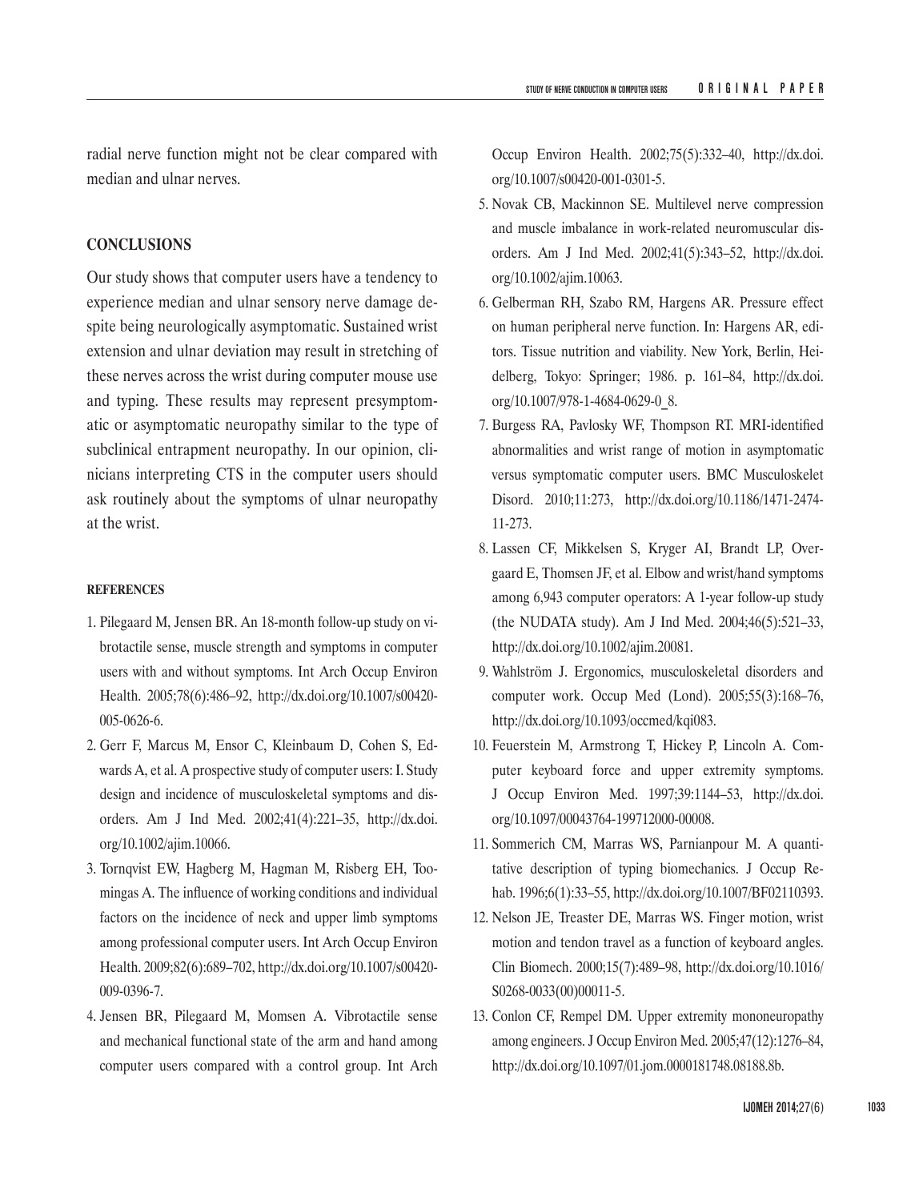radial nerve function might not be clear compared with median and ulnar nerves.

## CONCLUSIONS

Our study shows that computer users have a tendency to experience median and ulnar sensory nerve damage despite being neurologically asymptomatic. Sustained wrist extension and ulnar deviation may result in stretching of these nerves across the wrist during computer mouse use and typing. These results may represent presymptomatic or asymptomatic neuropathy similar to the type of subclinical entrapment neuropathy. In our opinion, clinicians interpreting CTS in the computer users should ask routinely about the symptoms of ulnar neuropathy at the wrist.

### REFERENCES

1. Pilegaard M, Jensen BR. An 18-month follow-up study on vibrotactile sense, muscle strength and symptoms in computer users with and without symptoms. Int Arch Occup Environ Health. 2005;78(6):486–92, http://dx.doi.org/10.1007/s00420-005-0626-6.
2. Gerr F, Marcus M, Ensor C, Kleinbaum D, Cohen S, Edwards A, et al. A prospective study of computer users: I. Study design and incidence of musculoskeletal symptoms and disorders. Am J Ind Med. 2002;41(4):221–35, http://dx.doi.org/10.1002/ajim.10066.
3. Tornqvist EW, Hagberg M, Hagman M, Risberg EH, Toomingas A. The influence of working conditions and individual factors on the incidence of neck and upper limb symptoms among professional computer users. Int Arch Occup Environ Health. 2009;82(6):689–702, http://dx.doi.org/10.1007/s00420-009-0396-7.
4. Jensen BR, Pilegaard M, Momsen A. Vibrotactile sense and mechanical functional state of the arm and hand among computer users compared with a control group. Int Arch Occup Environ Health. 2002;75(5):332–40, http://dx.doi.org/10.1007/s00420-001-0301-5.
5. Novak CB, Mackinnon SE. Multilevel nerve compression and muscle imbalance in work-related neuromuscular disorders. Am J Ind Med. 2002;41(5):343–52, http://dx.doi.org/10.1002/ajim.10063.
6. Gelberman RH, Szabo RM, Hargens AR. Pressure effect on human peripheral nerve function. In: Hargens AR, editors. Tissue nutrition and viability. New York, Berlin, Heidelberg, Tokyo: Springer; 1986. p. 161–84, http://dx.doi.org/10.1007/978-1-4684-0629-0_8.
7. Burgess RA, Pavlosky WF, Thompson RT. MRI-identified abnormalities and wrist range of motion in asymptomatic versus symptomatic computer users. BMC Musculoskelet Disord. 2010;11:273, http://dx.doi.org/10.1186/1471-2474-11-273.
8. Lassen CF, Mikkelsen S, Kryger AI, Brandt LP, Overgaard E, Thomsen JF, et al. Elbow and wrist/hand symptoms among 6,943 computer operators: A 1-year follow-up study (the NUDATA study). Am J Ind Med. 2004;46(5):521–33, http://dx.doi.org/10.1002/ajim.20081.
9. Wahlström J. Ergonomics, musculoskeletal disorders and computer work. Occup Med (Lond). 2005;55(3):168–76, http://dx.doi.org/10.1093/occmed/kqi083.
10. Feuerstein M, Armstrong T, Hickey P, Lincoln A. Computer keyboard force and upper extremity symptoms. J Occup Environ Med. 1997;39:1144–53, http://dx.doi.org/10.1097/00043764-199712000-00008.
11. Sommerich CM, Marras WS, Parnianpour M. A quantitative description of typing biomechanics. J Occup Rehab. 1996;6(1):33–55, http://dx.doi.org/10.1007/BF02110393.
12. Nelson JE, Treaster DE, Marras WS. Finger motion, wrist motion and tendon travel as a function of keyboard angles. Clin Biomech. 2000;15(7):489–98, http://dx.doi.org/10.1016/S0268-0033(00)00011-5.
13. Conlon CF, Rempel DM. Upper extremity mononeuropathy among engineers. J Occup Environ Med. 2005;47(12):1276–84, http://dx.doi.org/10.1097/01.jom.0000181748.08188.8b.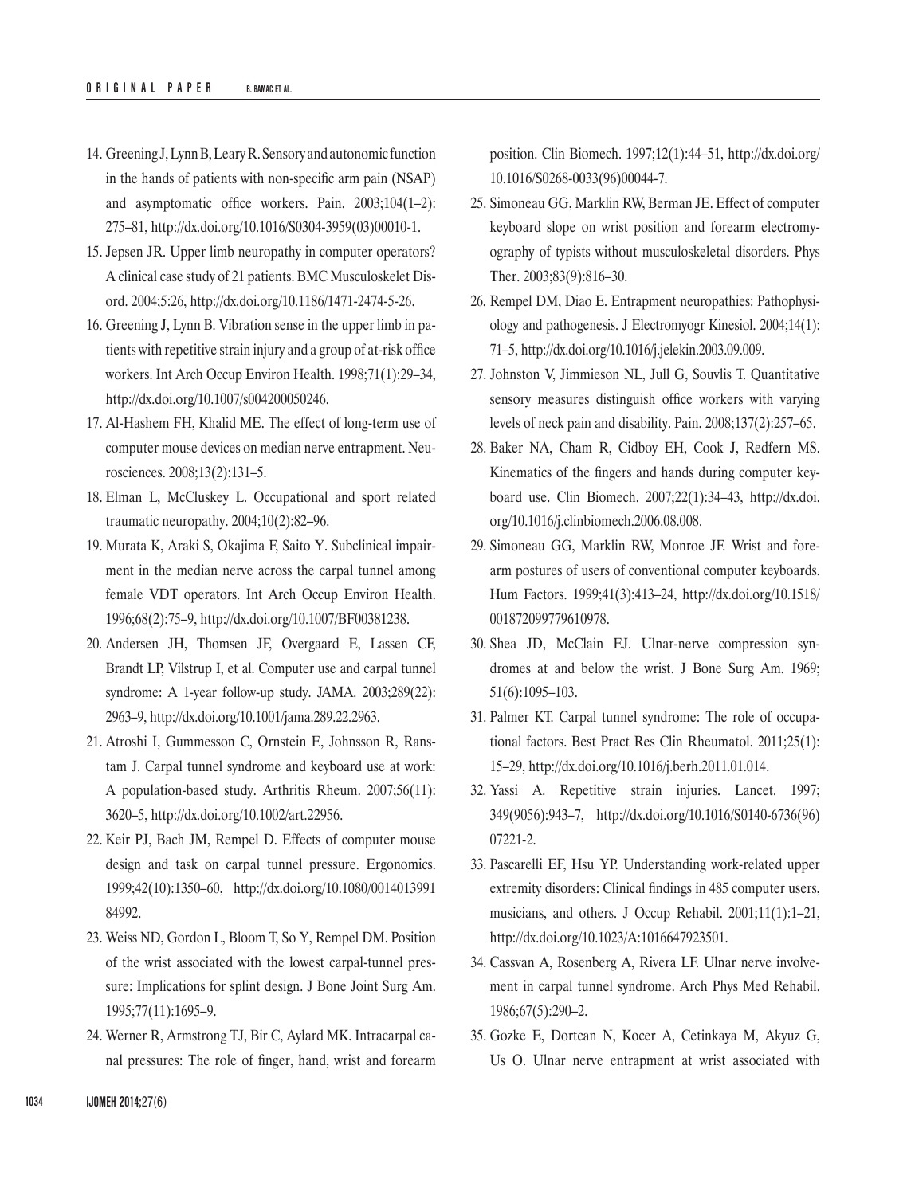14. Greening J, Lynn B, Leary R. Sensory and autonomic function in the hands of patients with non-specific arm pain (NSAP) and asymptomatic office workers. Pain. 2003;104(1–2): 275–81, http://dx.doi.org/10.1016/S0304-3959(03)00010-1.
15. Jepsen JR. Upper limb neuropathy in computer operators? A clinical case study of 21 patients. BMC Musculoskelet Disord. 2004;5:26, http://dx.doi.org/10.1186/1471-2474-5-26.
16. Greening J, Lynn B. Vibration sense in the upper limb in patients with repetitive strain injury and a group of at-risk office workers. Int Arch Occup Environ Health. 1998;71(1):29–34, http://dx.doi.org/10.1007/s004200050246.
17. Al-Hashem FH, Khalid ME. The effect of long-term use of computer mouse devices on median nerve entrapment. Neurosciences. 2008;13(2):131–5.
18. Elman L, McCluskey L. Occupational and sport related traumatic neuropathy. 2004;10(2):82–96.
19. Murata K, Araki S, Okajima F, Saito Y. Subclinical impairment in the median nerve across the carpal tunnel among female VDT operators. Int Arch Occup Environ Health. 1996;68(2):75–9, http://dx.doi.org/10.1007/BF00381238.
20. Andersen JH, Thomsen JF, Overgaard E, Lassen CF, Brandt LP, Vilstrup I, et al. Computer use and carpal tunnel syndrome: A 1-year follow-up study. JAMA. 2003;289(22): 2963–9, http://dx.doi.org/10.1001/jama.289.22.2963.
21. Atroshi I, Gummesson C, Ornstein E, Johnsson R, Ranstam J. Carpal tunnel syndrome and keyboard use at work: A population-based study. Arthritis Rheum. 2007;56(11): 3620–5, http://dx.doi.org/10.1002/art.22956.
22. Keir PJ, Bach JM, Rempel D. Effects of computer mouse design and task on carpal tunnel pressure. Ergonomics. 1999;42(10):1350–60, http://dx.doi.org/10.1080/001401399184992.
23. Weiss ND, Gordon L, Bloom T, So Y, Rempel DM. Position of the wrist associated with the lowest carpal-tunnel pressure: Implications for splint design. J Bone Joint Surg Am. 1995;77(11):1695–9.
24. Werner R, Armstrong TJ, Bir C, Aylard MK. Intracarpal canal pressures: The role of finger, hand, wrist and forearm position. Clin Biomech. 1997;12(1):44–51, http://dx.doi.org/10.1016/S0268-0033(96)00044-7.
25. Simoneau GG, Marklin RW, Berman JE. Effect of computer keyboard slope on wrist position and forearm electromyography of typists without musculoskeletal disorders. Phys Ther. 2003;83(9):816–30.
26. Rempel DM, Diao E. Entrapment neuropathies: Pathophysiology and pathogenesis. J Electromyogr Kinesiol. 2004;14(1): 71–5, http://dx.doi.org/10.1016/j.jelekin.2003.09.009.
27. Johnston V, Jimmieson NL, Jull G, Souvlis T. Quantitative sensory measures distinguish office workers with varying levels of neck pain and disability. Pain. 2008;137(2):257–65.
28. Baker NA, Cham R, Cidboy EH, Cook J, Redfern MS. Kinematics of the fingers and hands during computer keyboard use. Clin Biomech. 2007;22(1):34–43, http://dx.doi.org/10.1016/j.clinbiomech.2006.08.008.
29. Simoneau GG, Marklin RW, Monroe JF. Wrist and forearm postures of users of conventional computer keyboards. Hum Factors. 1999;41(3):413–24, http://dx.doi.org/10.1518/001872099779610978.
30. Shea JD, McClain EJ. Ulnar-nerve compression syndromes at and below the wrist. J Bone Surg Am. 1969; 51(6):1095–103.
31. Palmer KT. Carpal tunnel syndrome: The role of occupational factors. Best Pract Res Clin Rheumatol. 2011;25(1): 15–29, http://dx.doi.org/10.1016/j.berh.2011.01.014.
32. Yassi A. Repetitive strain injuries. Lancet. 1997; 349(9056):943–7, http://dx.doi.org/10.1016/S0140-6736(96)07221-2.
33. Pascarelli EF, Hsu YP. Understanding work-related upper extremity disorders: Clinical findings in 485 computer users, musicians, and others. J Occup Rehabil. 2001;11(1):1–21, http://dx.doi.org/10.1023/A:1016647923501.
34. Cassvan A, Rosenberg A, Rivera LF. Ulnar nerve involvement in carpal tunnel syndrome. Arch Phys Med Rehabil. 1986;67(5):290–2.
35. Gozke E, Dortcan N, Kocer A, Cetinkaya M, Akyuz G, Us O. Ulnar nerve entrapment at wrist associated with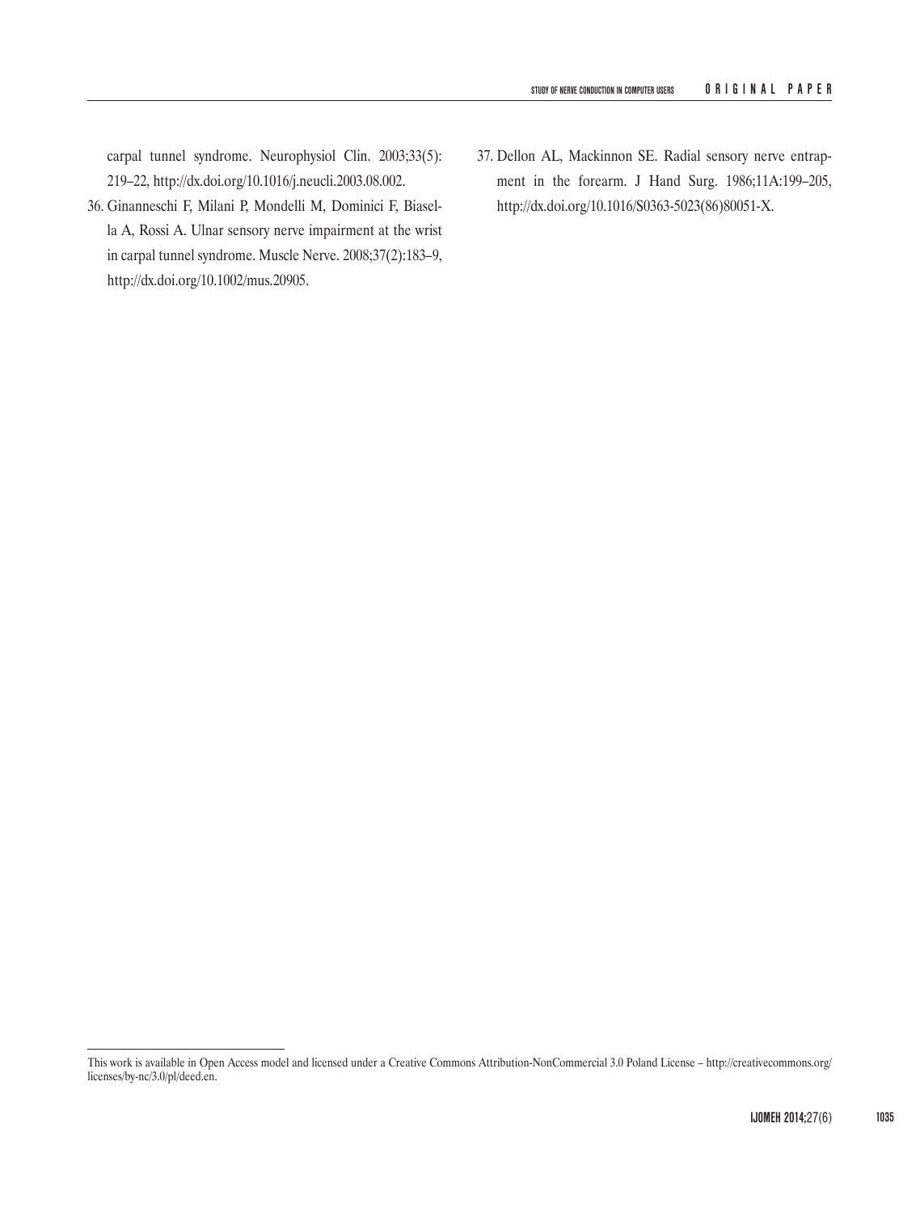carpal tunnel syndrome. Neurophysiol Clin. 2003;33(5): 219–22, http://dx.doi.org/10.1016/j.neucli.2003.08.002.

36. Ginanneschi F, Milani P, Mondelli M, Dominici F, Biasella A, Rossi A. Ulnar sensory nerve impairment at the wrist in carpal tunnel syndrome. Muscle Nerve. 2008;37(2):183–9, http://dx.doi.org/10.1002/mus.20905.

37. Dellon AL, Mackinnon SE. Radial sensory nerve entrapment in the forearm. J Hand Surg. 1986;11A:199–205, http://dx.doi.org/10.1016/S0363-5023(86)80051-X.

This work is available in Open Access model and licensed under a Creative Commons Attribution-NonCommercial 3.0 Poland License – http://creativecommons.org/licenses/by-nc/3.0/pl/deed.en.